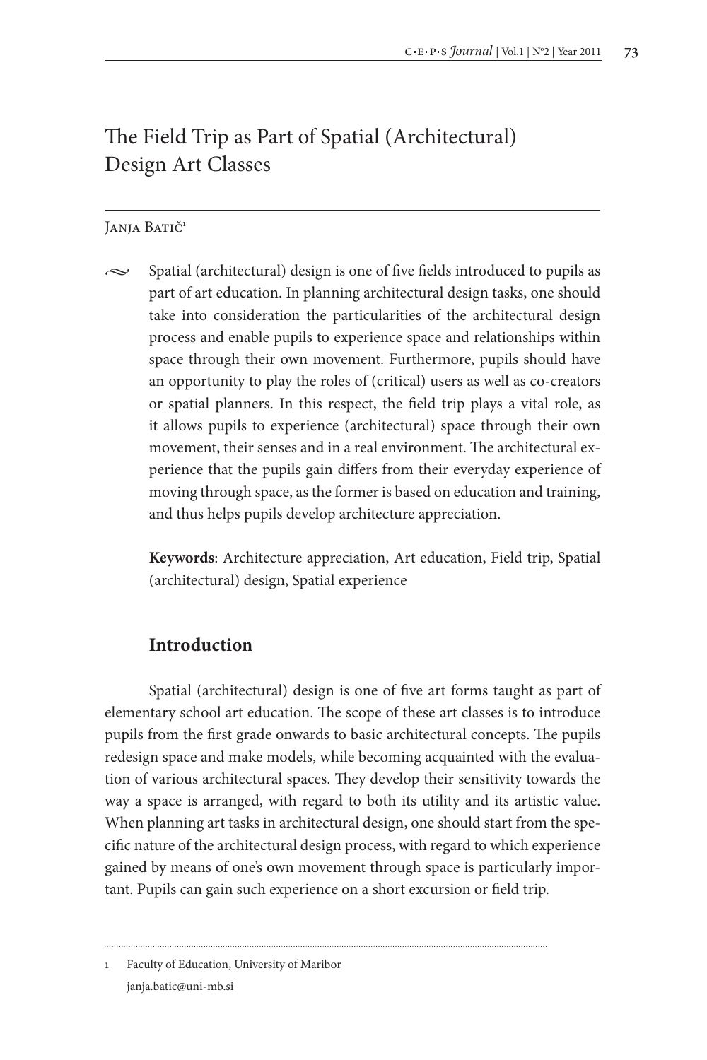# The Field Trip as Part of Spatial (Architectural) Design Art Classes

Janja Batič[1]

Spatial (architectural) design is one of five fields introduced to pupils as part of art education. In planning architectural design tasks, one should take into consideration the particularities of the architectural design process and enable pupils to experience space and relationships within space through their own movement. Furthermore, pupils should have an opportunity to play the roles of (critical) users as well as co-creators or spatial planners. In this respect, the field trip plays a vital role, as it allows pupils to experience (architectural) space through their own movement, their senses and in a real environment. The architectural experience that the pupils gain differs from their everyday experience of moving through space, as the former is based on education and training, and thus helps pupils develop architecture appreciation.

**Keywords**: Architecture appreciation, Art education, Field trip, Spatial (architectural) design, Spatial experience

## Introduction

Spatial (architectural) design is one of five art forms taught as part of elementary school art education. The scope of these art classes is to introduce pupils from the first grade onwards to basic architectural concepts. The pupils redesign space and make models, while becoming acquainted with the evaluation of various architectural spaces. They develop their sensitivity towards the way a space is arranged, with regard to both its utility and its artistic value. When planning art tasks in architectural design, one should start from the specific nature of the architectural design process, with regard to which experience gained by means of one's own movement through space is particularly important. Pupils can gain such experience on a short excursion or field trip.

---

[1] Faculty of Education, University of Maribor
janja.batic@uni-mb.si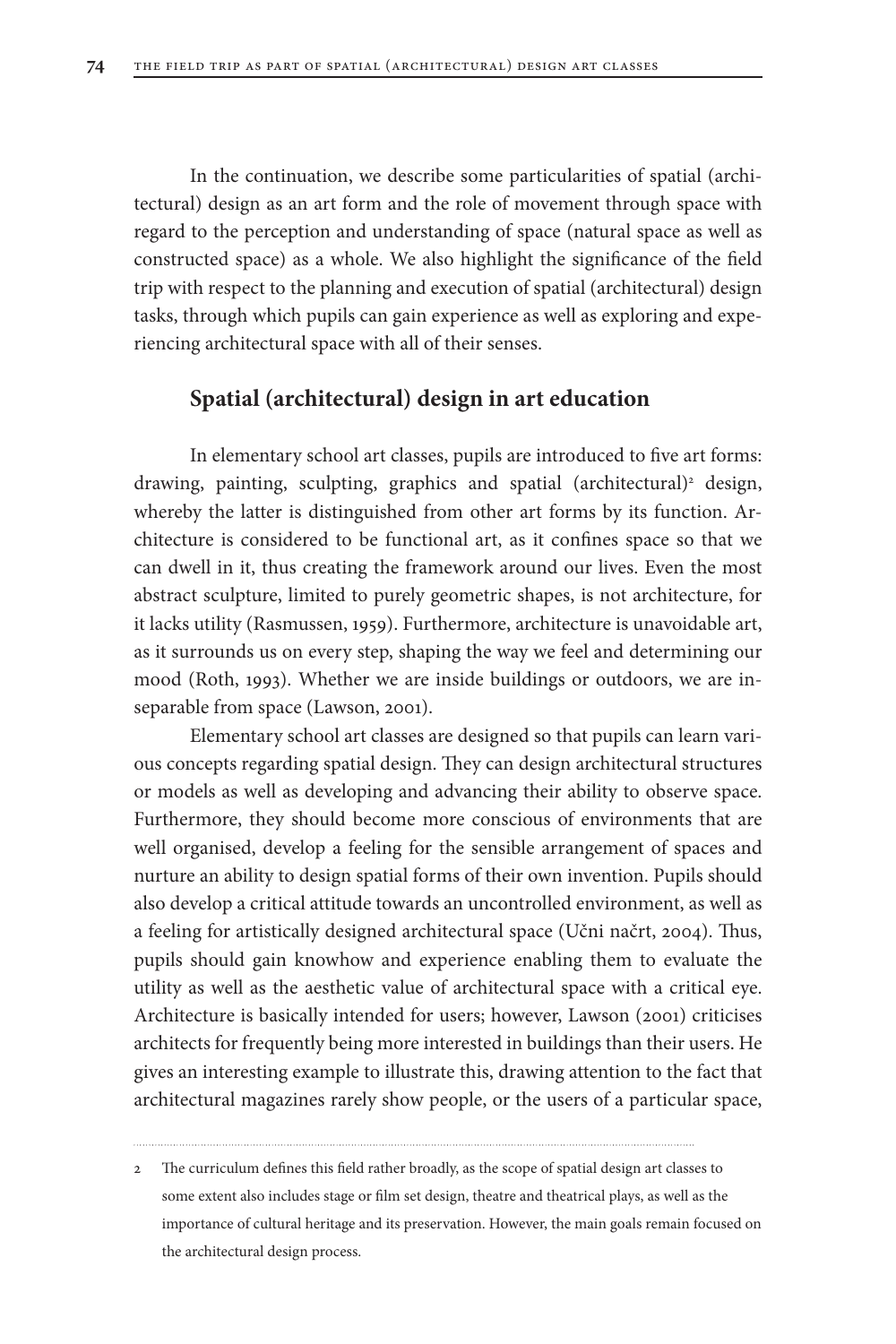In the continuation, we describe some particularities of spatial (architectural) design as an art form and the role of movement through space with regard to the perception and understanding of space (natural space as well as constructed space) as a whole. We also highlight the significance of the field trip with respect to the planning and execution of spatial (architectural) design tasks, through which pupils can gain experience as well as exploring and experiencing architectural space with all of their senses.

## Spatial (architectural) design in art education

In elementary school art classes, pupils are introduced to five art forms: drawing, painting, sculpting, graphics and spatial (architectural)[2] design, whereby the latter is distinguished from other art forms by its function. Architecture is considered to be functional art, as it confines space so that we can dwell in it, thus creating the framework around our lives. Even the most abstract sculpture, limited to purely geometric shapes, is not architecture, for it lacks utility (Rasmussen, 1959). Furthermore, architecture is unavoidable art, as it surrounds us on every step, shaping the way we feel and determining our mood (Roth, 1993). Whether we are inside buildings or outdoors, we are inseparable from space (Lawson, 2001).

Elementary school art classes are designed so that pupils can learn various concepts regarding spatial design. They can design architectural structures or models as well as developing and advancing their ability to observe space. Furthermore, they should become more conscious of environments that are well organised, develop a feeling for the sensible arrangement of spaces and nurture an ability to design spatial forms of their own invention. Pupils should also develop a critical attitude towards an uncontrolled environment, as well as a feeling for artistically designed architectural space (Učni načrt, 2004). Thus, pupils should gain knowhow and experience enabling them to evaluate the utility as well as the aesthetic value of architectural space with a critical eye. Architecture is basically intended for users; however, Lawson (2001) criticises architects for frequently being more interested in buildings than their users. He gives an interesting example to illustrate this, drawing attention to the fact that architectural magazines rarely show people, or the users of a particular space,

---

2 The curriculum defines this field rather broadly, as the scope of spatial design art classes to some extent also includes stage or film set design, theatre and theatrical plays, as well as the importance of cultural heritage and its preservation. However, the main goals remain focused on the architectural design process.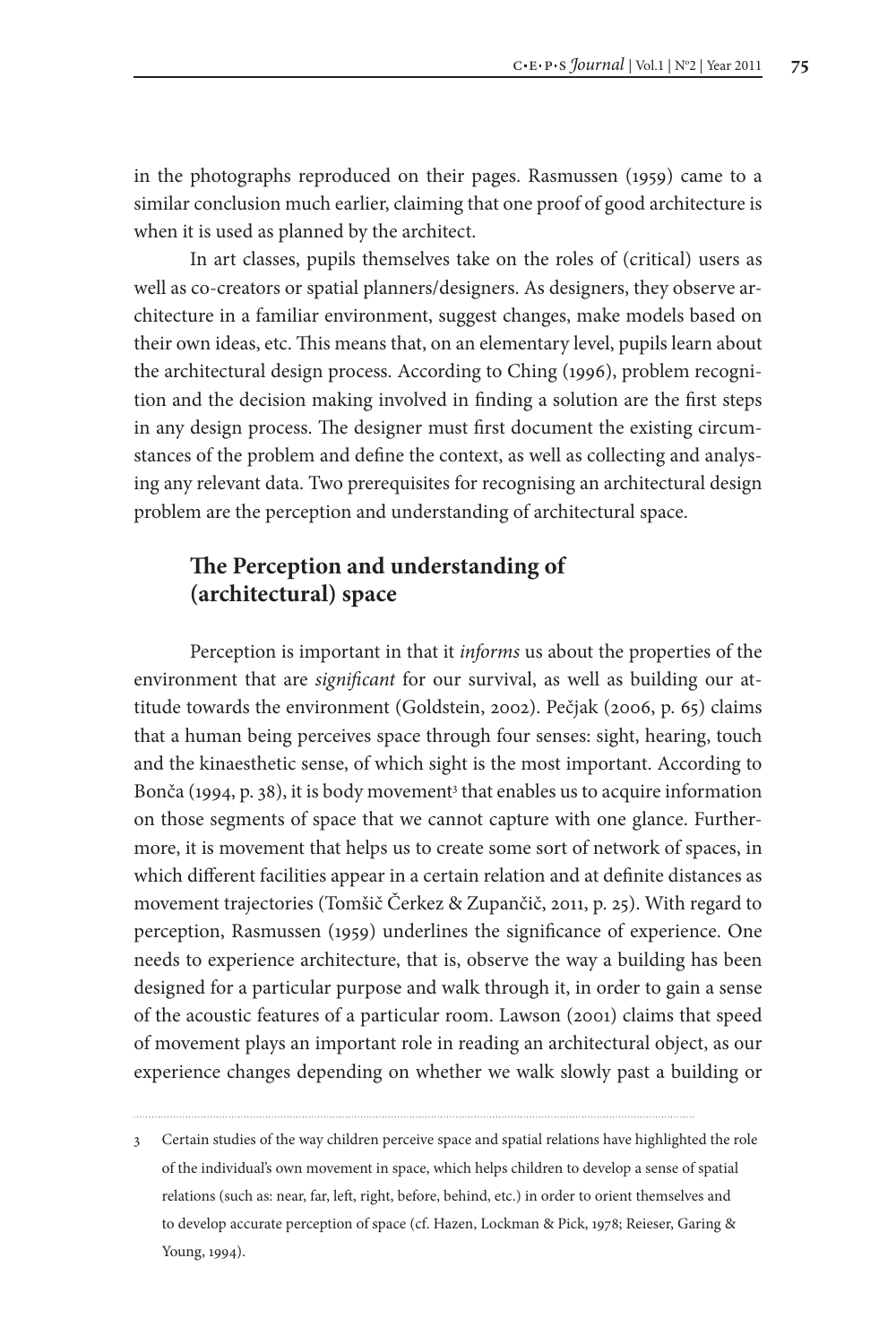in the photographs reproduced on their pages. Rasmussen (1959) came to a similar conclusion much earlier, claiming that one proof of good architecture is when it is used as planned by the architect.

In art classes, pupils themselves take on the roles of (critical) users as well as co-creators or spatial planners/designers. As designers, they observe architecture in a familiar environment, suggest changes, make models based on their own ideas, etc. This means that, on an elementary level, pupils learn about the architectural design process. According to Ching (1996), problem recognition and the decision making involved in finding a solution are the first steps in any design process. The designer must first document the existing circumstances of the problem and define the context, as well as collecting and analysing any relevant data. Two prerequisites for recognising an architectural design problem are the perception and understanding of architectural space.

## The Perception and understanding of (architectural) space

Perception is important in that it *informs* us about the properties of the environment that are *significant* for our survival, as well as building our attitude towards the environment (Goldstein, 2002). Pečjak (2006, p. 65) claims that a human being perceives space through four senses: sight, hearing, touch and the kinaesthetic sense, of which sight is the most important. According to Bonča (1994, p. 38), it is body movement[3] that enables us to acquire information on those segments of space that we cannot capture with one glance. Furthermore, it is movement that helps us to create some sort of network of spaces, in which different facilities appear in a certain relation and at definite distances as movement trajectories (Tomšič Čerkez & Zupančič, 2011, p. 25). With regard to perception, Rasmussen (1959) underlines the significance of experience. One needs to experience architecture, that is, observe the way a building has been designed for a particular purpose and walk through it, in order to gain a sense of the acoustic features of a particular room. Lawson (2001) claims that speed of movement plays an important role in reading an architectural object, as our experience changes depending on whether we walk slowly past a building or

---

3 Certain studies of the way children perceive space and spatial relations have highlighted the role of the individual's own movement in space, which helps children to develop a sense of spatial relations (such as: near, far, left, right, before, behind, etc.) in order to orient themselves and to develop accurate perception of space (cf. Hazen, Lockman & Pick, 1978; Reieser, Garing & Young, 1994).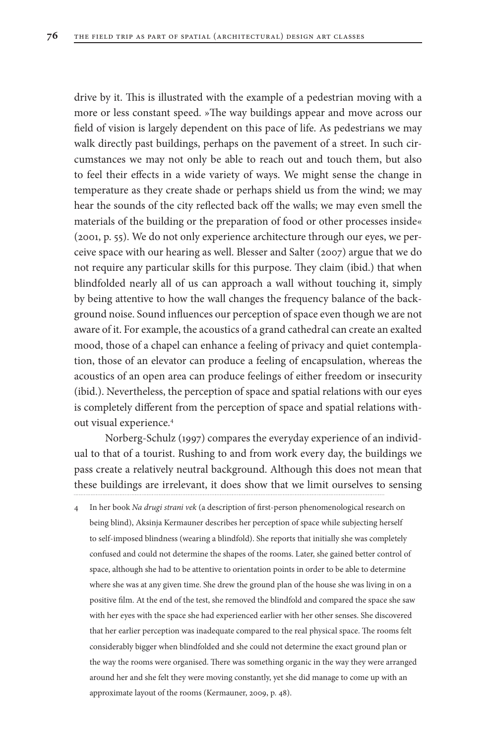drive by it. This is illustrated with the example of a pedestrian moving with a more or less constant speed. »The way buildings appear and move across our field of vision is largely dependent on this pace of life. As pedestrians we may walk directly past buildings, perhaps on the pavement of a street. In such circumstances we may not only be able to reach out and touch them, but also to feel their effects in a wide variety of ways. We might sense the change in temperature as they create shade or perhaps shield us from the wind; we may hear the sounds of the city reflected back off the walls; we may even smell the materials of the building or the preparation of food or other processes inside« (2001, p. 55). We do not only experience architecture through our eyes, we perceive space with our hearing as well. Blesser and Salter (2007) argue that we do not require any particular skills for this purpose. They claim (ibid.) that when blindfolded nearly all of us can approach a wall without touching it, simply by being attentive to how the wall changes the frequency balance of the background noise. Sound influences our perception of space even though we are not aware of it. For example, the acoustics of a grand cathedral can create an exalted mood, those of a chapel can enhance a feeling of privacy and quiet contemplation, those of an elevator can produce a feeling of encapsulation, whereas the acoustics of an open area can produce feelings of either freedom or insecurity (ibid.). Nevertheless, the perception of space and spatial relations with our eyes is completely different from the perception of space and spatial relations without visual experience.[4]

Norberg-Schulz (1997) compares the everyday experience of an individual to that of a tourist. Rushing to and from work every day, the buildings we pass create a relatively neutral background. Although this does not mean that these buildings are irrelevant, it does show that we limit ourselves to sensing

---

4 In her book *Na drugi strani vek* (a description of first-person phenomenological research on being blind), Aksinja Kermauner describes her perception of space while subjecting herself to self-imposed blindness (wearing a blindfold). She reports that initially she was completely confused and could not determine the shapes of the rooms. Later, she gained better control of space, although she had to be attentive to orientation points in order to be able to determine where she was at any given time. She drew the ground plan of the house she was living in on a positive film. At the end of the test, she removed the blindfold and compared the space she saw with her eyes with the space she had experienced earlier with her other senses. She discovered that her earlier perception was inadequate compared to the real physical space. The rooms felt considerably bigger when blindfolded and she could not determine the exact ground plan or the way the rooms were organised. There was something organic in the way they were arranged around her and she felt they were moving constantly, yet she did manage to come up with an approximate layout of the rooms (Kermauner, 2009, p. 48).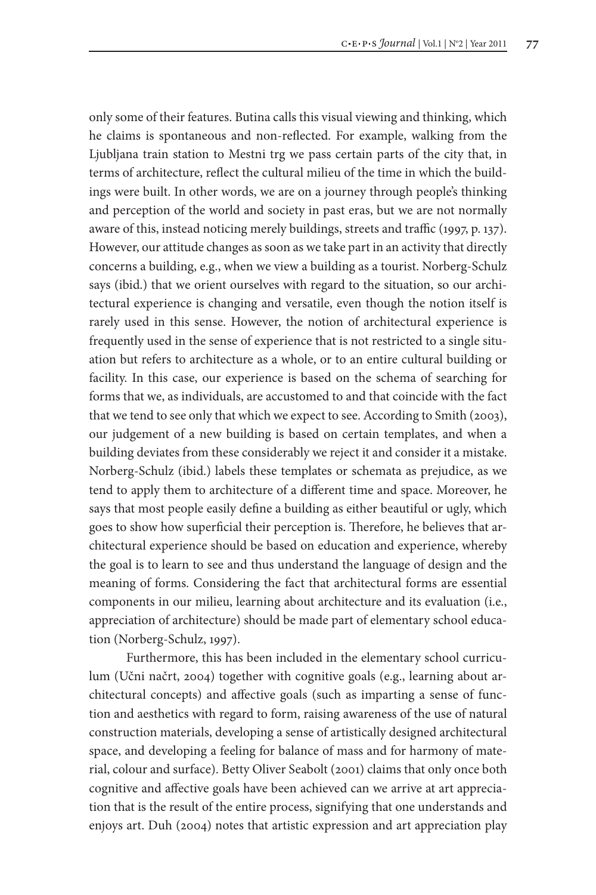only some of their features. Butina calls this visual viewing and thinking, which he claims is spontaneous and non-reflected. For example, walking from the Ljubljana train station to Mestni trg we pass certain parts of the city that, in terms of architecture, reflect the cultural milieu of the time in which the buildings were built. In other words, we are on a journey through people's thinking and perception of the world and society in past eras, but we are not normally aware of this, instead noticing merely buildings, streets and traffic (1997, p. 137). However, our attitude changes as soon as we take part in an activity that directly concerns a building, e.g., when we view a building as a tourist. Norberg-Schulz says (ibid.) that we orient ourselves with regard to the situation, so our architectural experience is changing and versatile, even though the notion itself is rarely used in this sense. However, the notion of architectural experience is frequently used in the sense of experience that is not restricted to a single situation but refers to architecture as a whole, or to an entire cultural building or facility. In this case, our experience is based on the schema of searching for forms that we, as individuals, are accustomed to and that coincide with the fact that we tend to see only that which we expect to see. According to Smith (2003), our judgement of a new building is based on certain templates, and when a building deviates from these considerably we reject it and consider it a mistake. Norberg-Schulz (ibid.) labels these templates or schemata as prejudice, as we tend to apply them to architecture of a different time and space. Moreover, he says that most people easily define a building as either beautiful or ugly, which goes to show how superficial their perception is. Therefore, he believes that architectural experience should be based on education and experience, whereby the goal is to learn to see and thus understand the language of design and the meaning of forms. Considering the fact that architectural forms are essential components in our milieu, learning about architecture and its evaluation (i.e., appreciation of architecture) should be made part of elementary school education (Norberg-Schulz, 1997).

Furthermore, this has been included in the elementary school curriculum (Učni načrt, 2004) together with cognitive goals (e.g., learning about architectural concepts) and affective goals (such as imparting a sense of function and aesthetics with regard to form, raising awareness of the use of natural construction materials, developing a sense of artistically designed architectural space, and developing a feeling for balance of mass and for harmony of material, colour and surface). Betty Oliver Seabolt (2001) claims that only once both cognitive and affective goals have been achieved can we arrive at art appreciation that is the result of the entire process, signifying that one understands and enjoys art. Duh (2004) notes that artistic expression and art appreciation play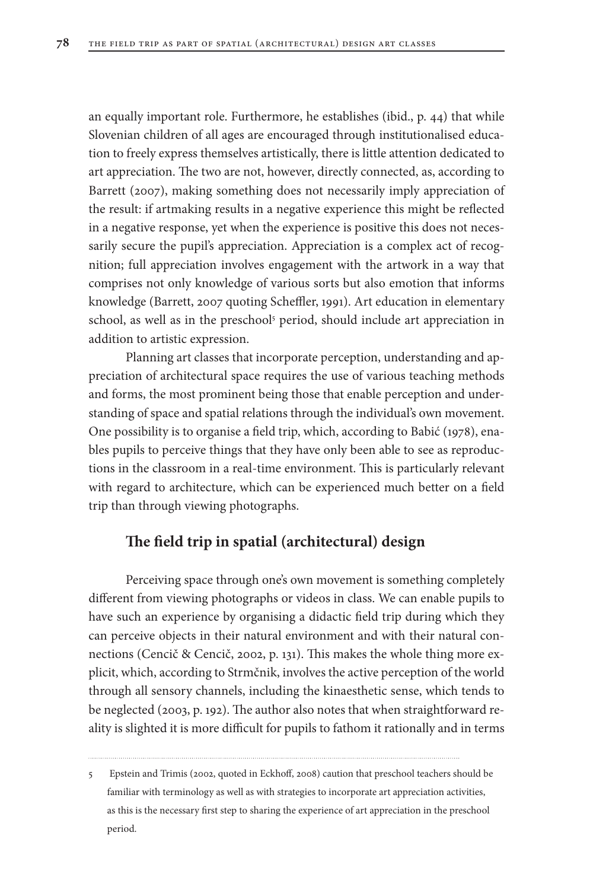an equally important role. Furthermore, he establishes (ibid., p. 44) that while Slovenian children of all ages are encouraged through institutionalised education to freely express themselves artistically, there is little attention dedicated to art appreciation. The two are not, however, directly connected, as, according to Barrett (2007), making something does not necessarily imply appreciation of the result: if artmaking results in a negative experience this might be reflected in a negative response, yet when the experience is positive this does not necessarily secure the pupil's appreciation. Appreciation is a complex act of recognition; full appreciation involves engagement with the artwork in a way that comprises not only knowledge of various sorts but also emotion that informs knowledge (Barrett, 2007 quoting Scheffler, 1991). Art education in elementary school, as well as in the preschool[5] period, should include art appreciation in addition to artistic expression.

Planning art classes that incorporate perception, understanding and appreciation of architectural space requires the use of various teaching methods and forms, the most prominent being those that enable perception and understanding of space and spatial relations through the individual's own movement. One possibility is to organise a field trip, which, according to Babić (1978), enables pupils to perceive things that they have only been able to see as reproductions in the classroom in a real-time environment. This is particularly relevant with regard to architecture, which can be experienced much better on a field trip than through viewing photographs.

## The field trip in spatial (architectural) design

Perceiving space through one's own movement is something completely different from viewing photographs or videos in class. We can enable pupils to have such an experience by organising a didactic field trip during which they can perceive objects in their natural environment and with their natural connections (Cencič & Cencič, 2002, p. 131). This makes the whole thing more explicit, which, according to Strmčnik, involves the active perception of the world through all sensory channels, including the kinaesthetic sense, which tends to be neglected (2003, p. 192). The author also notes that when straightforward reality is slighted it is more difficult for pupils to fathom it rationally and in terms

---

5 Epstein and Trimis (2002, quoted in Eckhoff, 2008) caution that preschool teachers should be familiar with terminology as well as with strategies to incorporate art appreciation activities, as this is the necessary first step to sharing the experience of art appreciation in the preschool period.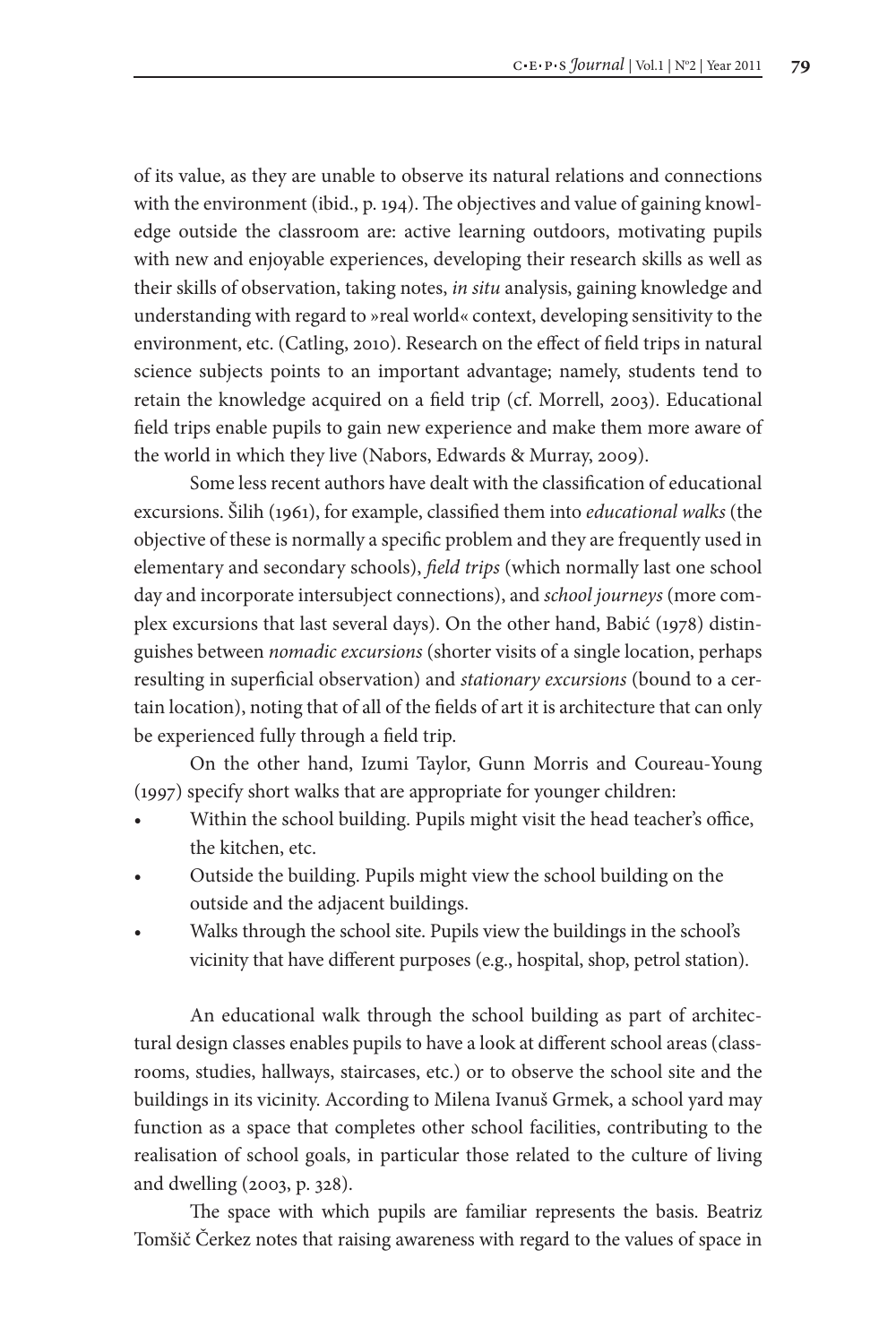of its value, as they are unable to observe its natural relations and connections with the environment (ibid., p. 194). The objectives and value of gaining knowledge outside the classroom are: active learning outdoors, motivating pupils with new and enjoyable experiences, developing their research skills as well as their skills of observation, taking notes, *in situ* analysis, gaining knowledge and understanding with regard to »real world« context, developing sensitivity to the environment, etc. (Catling, 2010). Research on the effect of field trips in natural science subjects points to an important advantage; namely, students tend to retain the knowledge acquired on a field trip (cf. Morrell, 2003). Educational field trips enable pupils to gain new experience and make them more aware of the world in which they live (Nabors, Edwards & Murray, 2009).

Some less recent authors have dealt with the classification of educational excursions. Šilih (1961), for example, classified them into *educational walks* (the objective of these is normally a specific problem and they are frequently used in elementary and secondary schools), *field trips* (which normally last one school day and incorporate intersubject connections), and *school journeys* (more complex excursions that last several days). On the other hand, Babić (1978) distinguishes between *nomadic excursions* (shorter visits of a single location, perhaps resulting in superficial observation) and *stationary excursions* (bound to a certain location), noting that of all of the fields of art it is architecture that can only be experienced fully through a field trip.

On the other hand, Izumi Taylor, Gunn Morris and Coureau-Young (1997) specify short walks that are appropriate for younger children:

- Within the school building. Pupils might visit the head teacher's office, the kitchen, etc.
- Outside the building. Pupils might view the school building on the outside and the adjacent buildings.
- Walks through the school site. Pupils view the buildings in the school's vicinity that have different purposes (e.g., hospital, shop, petrol station).

An educational walk through the school building as part of architectural design classes enables pupils to have a look at different school areas (classrooms, studies, hallways, staircases, etc.) or to observe the school site and the buildings in its vicinity. According to Milena Ivanuš Grmek, a school yard may function as a space that completes other school facilities, contributing to the realisation of school goals, in particular those related to the culture of living and dwelling (2003, p. 328).

The space with which pupils are familiar represents the basis. Beatriz Tomšič Čerkez notes that raising awareness with regard to the values of space in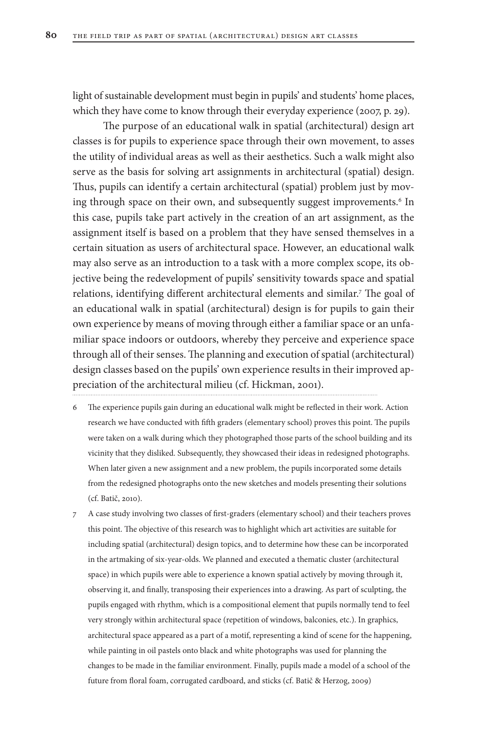light of sustainable development must begin in pupils' and students' home places, which they have come to know through their everyday experience (2007, p. 29).

The purpose of an educational walk in spatial (architectural) design art classes is for pupils to experience space through their own movement, to asses the utility of individual areas as well as their aesthetics. Such a walk might also serve as the basis for solving art assignments in architectural (spatial) design. Thus, pupils can identify a certain architectural (spatial) problem just by moving through space on their own, and subsequently suggest improvements.[6] In this case, pupils take part actively in the creation of an art assignment, as the assignment itself is based on a problem that they have sensed themselves in a certain situation as users of architectural space. However, an educational walk may also serve as an introduction to a task with a more complex scope, its objective being the redevelopment of pupils' sensitivity towards space and spatial relations, identifying different architectural elements and similar.[7] The goal of an educational walk in spatial (architectural) design is for pupils to gain their own experience by means of moving through either a familiar space or an unfamiliar space indoors or outdoors, whereby they perceive and experience space through all of their senses. The planning and execution of spatial (architectural) design classes based on the pupils' own experience results in their improved appreciation of the architectural milieu (cf. Hickman, 2001).

6 The experience pupils gain during an educational walk might be reflected in their work. Action research we have conducted with fifth graders (elementary school) proves this point. The pupils were taken on a walk during which they photographed those parts of the school building and its vicinity that they disliked. Subsequently, they showcased their ideas in redesigned photographs. When later given a new assignment and a new problem, the pupils incorporated some details from the redesigned photographs onto the new sketches and models presenting their solutions (cf. Batič, 2010).

7 A case study involving two classes of first-graders (elementary school) and their teachers proves this point. The objective of this research was to highlight which art activities are suitable for including spatial (architectural) design topics, and to determine how these can be incorporated in the artmaking of six-year-olds. We planned and executed a thematic cluster (architectural space) in which pupils were able to experience a known spatial actively by moving through it, observing it, and finally, transposing their experiences into a drawing. As part of sculpting, the pupils engaged with rhythm, which is a compositional element that pupils normally tend to feel very strongly within architectural space (repetition of windows, balconies, etc.). In graphics, architectural space appeared as a part of a motif, representing a kind of scene for the happening, while painting in oil pastels onto black and white photographs was used for planning the changes to be made in the familiar environment. Finally, pupils made a model of a school of the future from floral foam, corrugated cardboard, and sticks (cf. Batič & Herzog, 2009)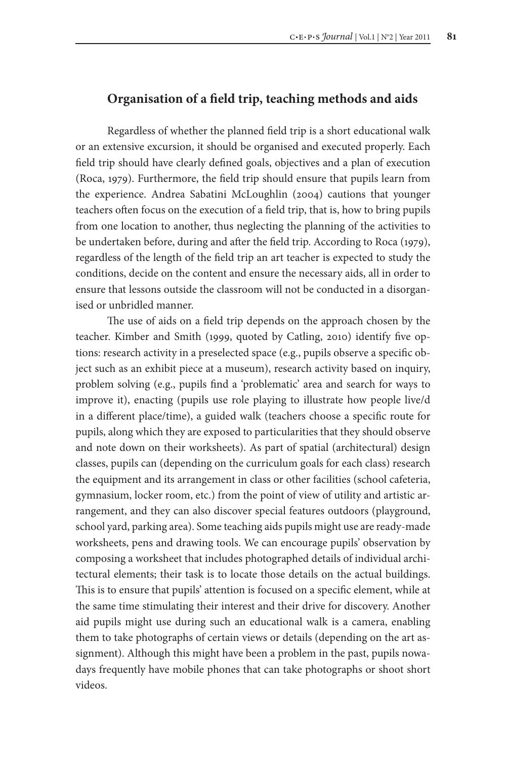## Organisation of a field trip, teaching methods and aids

Regardless of whether the planned field trip is a short educational walk or an extensive excursion, it should be organised and executed properly. Each field trip should have clearly defined goals, objectives and a plan of execution (Roca, 1979). Furthermore, the field trip should ensure that pupils learn from the experience. Andrea Sabatini McLoughlin (2004) cautions that younger teachers often focus on the execution of a field trip, that is, how to bring pupils from one location to another, thus neglecting the planning of the activities to be undertaken before, during and after the field trip. According to Roca (1979), regardless of the length of the field trip an art teacher is expected to study the conditions, decide on the content and ensure the necessary aids, all in order to ensure that lessons outside the classroom will not be conducted in a disorganised or unbridled manner.

The use of aids on a field trip depends on the approach chosen by the teacher. Kimber and Smith (1999, quoted by Catling, 2010) identify five options: research activity in a preselected space (e.g., pupils observe a specific object such as an exhibit piece at a museum), research activity based on inquiry, problem solving (e.g., pupils find a 'problematic' area and search for ways to improve it), enacting (pupils use role playing to illustrate how people live/d in a different place/time), a guided walk (teachers choose a specific route for pupils, along which they are exposed to particularities that they should observe and note down on their worksheets). As part of spatial (architectural) design classes, pupils can (depending on the curriculum goals for each class) research the equipment and its arrangement in class or other facilities (school cafeteria, gymnasium, locker room, etc.) from the point of view of utility and artistic arrangement, and they can also discover special features outdoors (playground, school yard, parking area). Some teaching aids pupils might use are ready-made worksheets, pens and drawing tools. We can encourage pupils' observation by composing a worksheet that includes photographed details of individual architectural elements; their task is to locate those details on the actual buildings. This is to ensure that pupils' attention is focused on a specific element, while at the same time stimulating their interest and their drive for discovery. Another aid pupils might use during such an educational walk is a camera, enabling them to take photographs of certain views or details (depending on the art assignment). Although this might have been a problem in the past, pupils nowadays frequently have mobile phones that can take photographs or shoot short videos.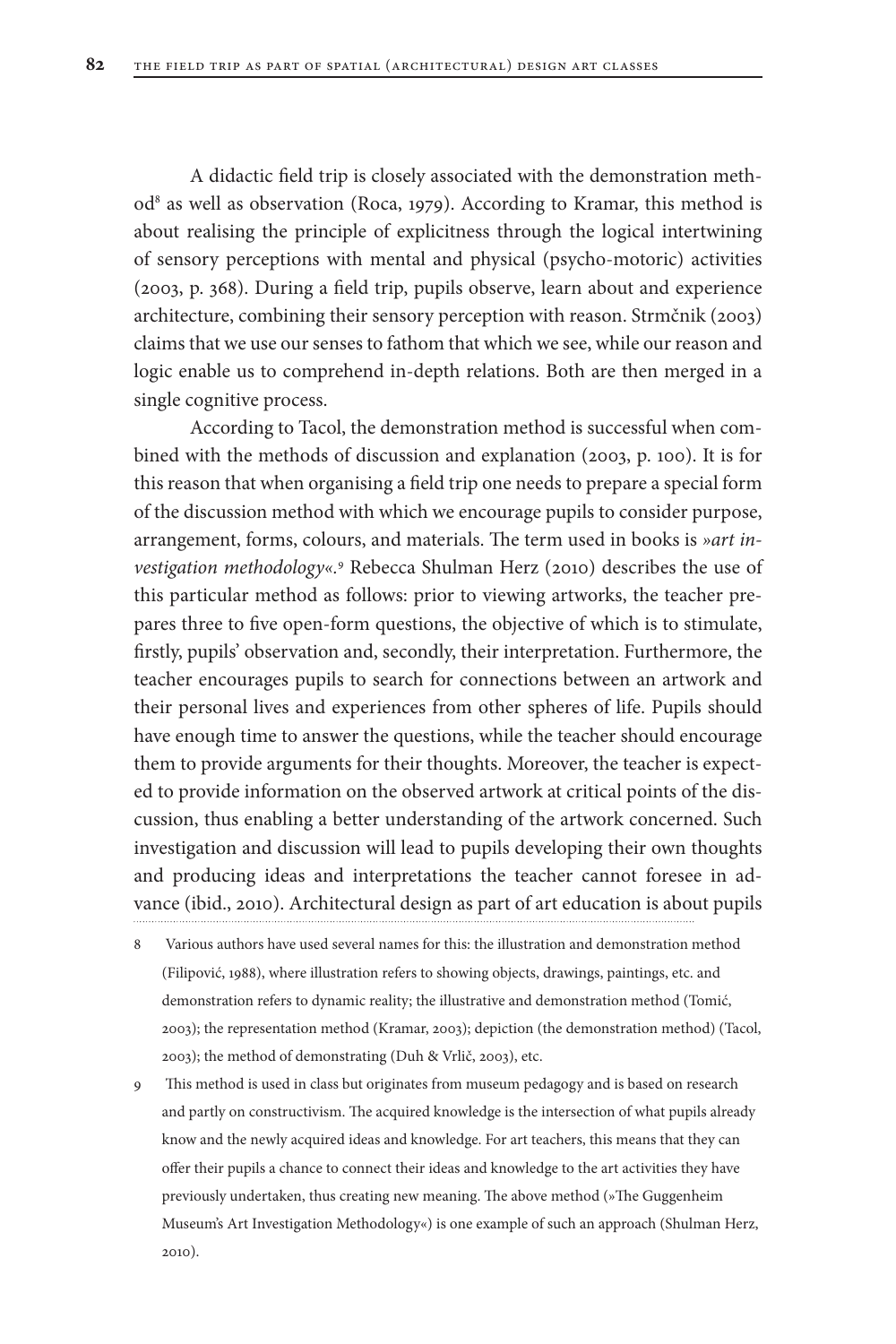A didactic field trip is closely associated with the demonstration method[8] as well as observation (Roca, 1979). According to Kramar, this method is about realising the principle of explicitness through the logical intertwining of sensory perceptions with mental and physical (psycho-motoric) activities (2003, p. 368). During a field trip, pupils observe, learn about and experience architecture, combining their sensory perception with reason. Strmčnik (2003) claims that we use our senses to fathom that which we see, while our reason and logic enable us to comprehend in-depth relations. Both are then merged in a single cognitive process.

According to Tacol, the demonstration method is successful when combined with the methods of discussion and explanation (2003, p. 100). It is for this reason that when organising a field trip one needs to prepare a special form of the discussion method with which we encourage pupils to consider purpose, arrangement, forms, colours, and materials. The term used in books is *»art investigation methodology«*.[9] Rebecca Shulman Herz (2010) describes the use of this particular method as follows: prior to viewing artworks, the teacher prepares three to five open-form questions, the objective of which is to stimulate, firstly, pupils' observation and, secondly, their interpretation. Furthermore, the teacher encourages pupils to search for connections between an artwork and their personal lives and experiences from other spheres of life. Pupils should have enough time to answer the questions, while the teacher should encourage them to provide arguments for their thoughts. Moreover, the teacher is expected to provide information on the observed artwork at critical points of the discussion, thus enabling a better understanding of the artwork concerned. Such investigation and discussion will lead to pupils developing their own thoughts and producing ideas and interpretations the teacher cannot foresee in advance (ibid., 2010). Architectural design as part of art education is about pupils

8 Various authors have used several names for this: the illustration and demonstration method (Filipović, 1988), where illustration refers to showing objects, drawings, paintings, etc. and demonstration refers to dynamic reality; the illustrative and demonstration method (Tomić, 2003); the representation method (Kramar, 2003); depiction (the demonstration method) (Tacol, 2003); the method of demonstrating (Duh & Vrlič, 2003), etc.

9 This method is used in class but originates from museum pedagogy and is based on research and partly on constructivism. The acquired knowledge is the intersection of what pupils already know and the newly acquired ideas and knowledge. For art teachers, this means that they can offer their pupils a chance to connect their ideas and knowledge to the art activities they have previously undertaken, thus creating new meaning. The above method (»The Guggenheim Museum's Art Investigation Methodology«) is one example of such an approach (Shulman Herz, 2010).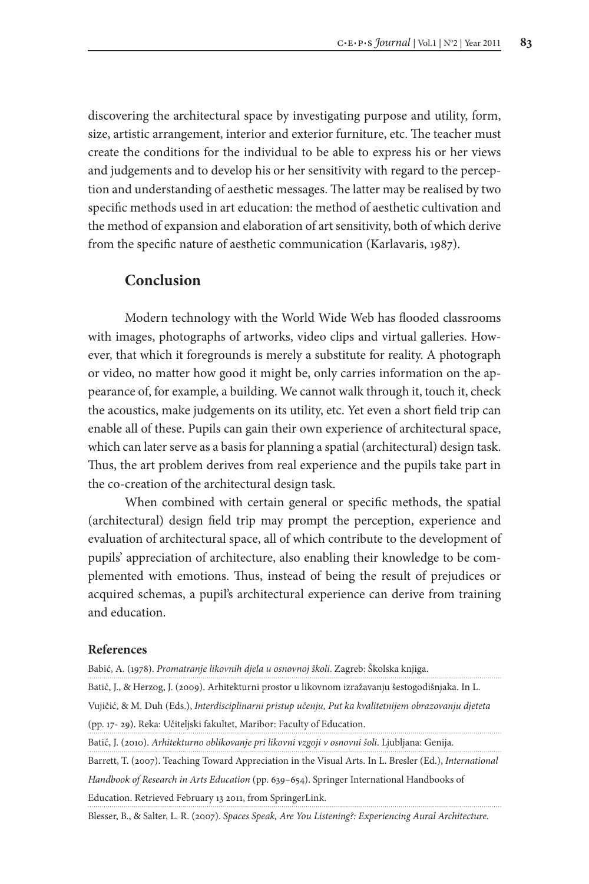discovering the architectural space by investigating purpose and utility, form, size, artistic arrangement, interior and exterior furniture, etc. The teacher must create the conditions for the individual to be able to express his or her views and judgements and to develop his or her sensitivity with regard to the perception and understanding of aesthetic messages. The latter may be realised by two specific methods used in art education: the method of aesthetic cultivation and the method of expansion and elaboration of art sensitivity, both of which derive from the specific nature of aesthetic communication (Karlavaris, 1987).

## Conclusion

Modern technology with the World Wide Web has flooded classrooms with images, photographs of artworks, video clips and virtual galleries. However, that which it foregrounds is merely a substitute for reality. A photograph or video, no matter how good it might be, only carries information on the appearance of, for example, a building. We cannot walk through it, touch it, check the acoustics, make judgements on its utility, etc. Yet even a short field trip can enable all of these. Pupils can gain their own experience of architectural space, which can later serve as a basis for planning a spatial (architectural) design task. Thus, the art problem derives from real experience and the pupils take part in the co-creation of the architectural design task.

When combined with certain general or specific methods, the spatial (architectural) design field trip may prompt the perception, experience and evaluation of architectural space, all of which contribute to the development of pupils' appreciation of architecture, also enabling their knowledge to be complemented with emotions. Thus, instead of being the result of prejudices or acquired schemas, a pupil's architectural experience can derive from training and education.

### References

Babić, A. (1978). *Promatranje likovnih djela u osnovnoj školi*. Zagreb: Školska knjiga.

Batič, J., & Herzog, J. (2009). Arhitekturni prostor u likovnom izražavanju šestogodišnjaka. In L. Vujičić, & M. Duh (Eds.), *Interdisciplinarni pristup učenju, Put ka kvalitetnijem obrazovanju djeteta* (pp. 17- 29). Reka: Učiteljski fakultet, Maribor: Faculty of Education.

Batič, J. (2010). *Arhitekturno oblikovanje pri likovni vzgoji v osnovni šoli*. Ljubljana: Genija.

Barrett, T. (2007). Teaching Toward Appreciation in the Visual Arts. In L. Bresler (Ed.), *International Handbook of Research in Arts Education* (pp. 639–654). Springer International Handbooks of Education. Retrieved February 13 2011, from SpringerLink.

Blesser, B., & Salter, L. R. (2007). *Spaces Speak, Are You Listening?: Experiencing Aural Architecture.*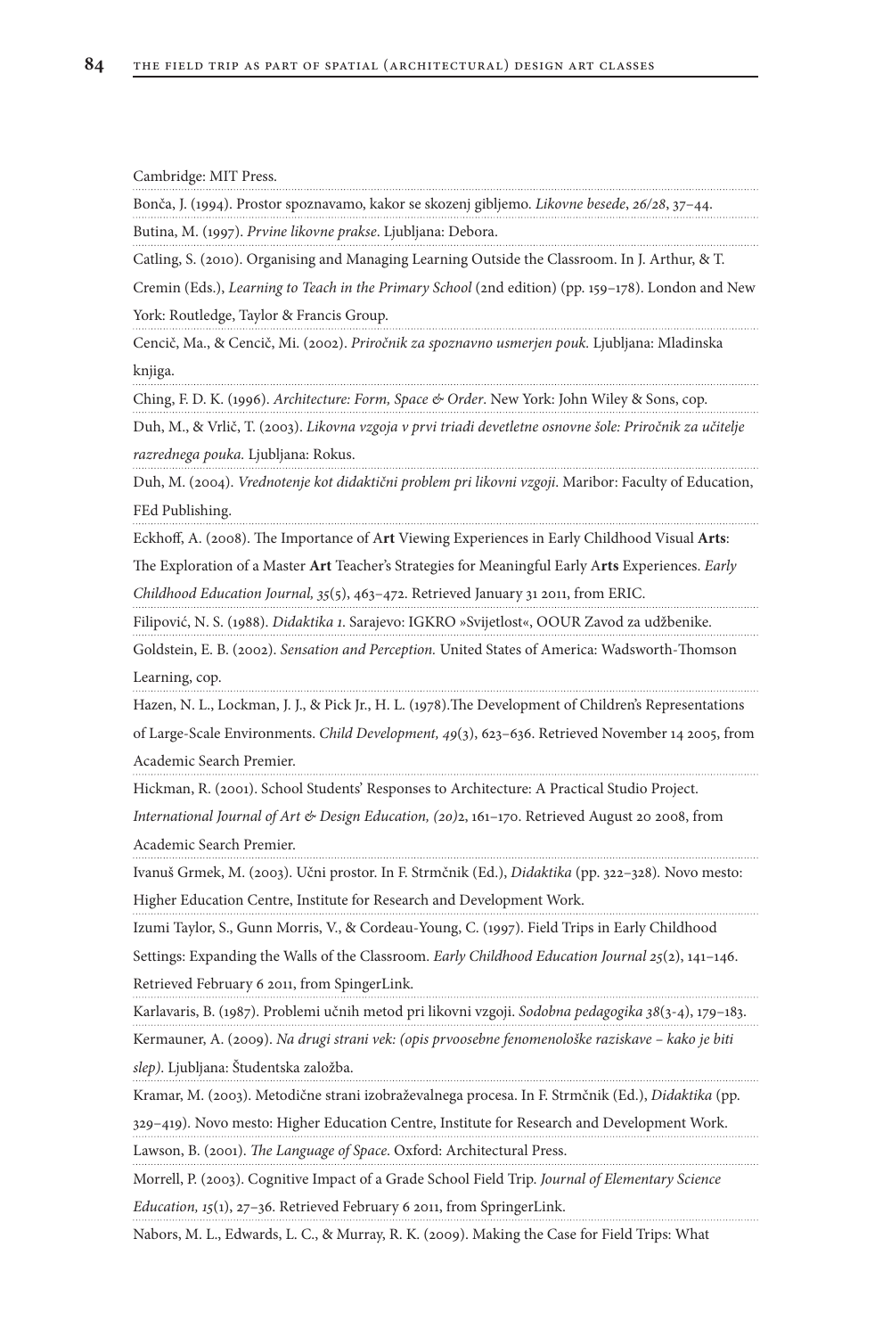Cambridge: MIT Press.

Bonča, J. (1994). Prostor spoznavamo, kakor se skozenj gibljemo. *Likovne besede*, *26/28*, 37–44.

Butina, M. (1997). *Prvine likovne prakse*. Ljubljana: Debora.

Catling, S. (2010). Organising and Managing Learning Outside the Classroom. In J. Arthur, & T. Cremin (Eds.), *Learning to Teach in the Primary School* (2nd edition) (pp. 159–178). London and New York: Routledge, Taylor & Francis Group.

Cencič, Ma., & Cencič, Mi. (2002). *Priročnik za spoznavno usmerjen pouk.* Ljubljana: Mladinska knjiga.

Ching, F. D. K. (1996). *Architecture: Form, Space & Order*. New York: John Wiley & Sons, cop.

Duh, M., & Vrlič, T. (2003). *Likovna vzgoja v prvi triadi devetletne osnovne šole: Priročnik za učitelje razrednega pouka.* Ljubljana: Rokus.

Duh, M. (2004). *Vrednotenje kot didaktični problem pri likovni vzgoji*. Maribor: Faculty of Education, FEd Publishing.

Eckhoff, A. (2008). The Importance of A**rt** Viewing Experiences in Early Childhood Visual **Arts**: The Exploration of a Master **Art** Teacher's Strategies for Meaningful Early A**rts** Experiences. *Early Childhood Education Journal, 35*(5), 463–472. Retrieved January 31 2011, from ERIC.

Filipović, N. S. (1988). *Didaktika 1*. Sarajevo: IGKRO »Svijetlost«, OOUR Zavod za udžbenike.

Goldstein, E. B. (2002). *Sensation and Perception.* United States of America: Wadsworth-Thomson Learning, cop.

Hazen, N. L., Lockman, J. J., & Pick Jr., H. L. (1978).The Development of Children's Representations of Large-Scale Environments. *Child Development, 49*(3), 623–636. Retrieved November 14 2005, from Academic Search Premier.

Hickman, R. (2001). School Students' Responses to Architecture: A Practical Studio Project. *International Journal of Art & Design Education, (20)*2, 161–170. Retrieved August 20 2008, from Academic Search Premier.

Ivanuš Grmek, M. (2003). Učni prostor. In F. Strmčnik (Ed.), *Didaktika* (pp. 322–328)*.* Novo mesto: Higher Education Centre, Institute for Research and Development Work.

Izumi Taylor, S., Gunn Morris, V., & Cordeau-Young, C. (1997). Field Trips in Early Childhood Settings: Expanding the Walls of the Classroom. *Early Childhood Education Journal 25*(2), 141–146. Retrieved February 6 2011, from SpingerLink.

Karlavaris, B. (1987). Problemi učnih metod pri likovni vzgoji. *Sodobna pedagogika 38*(3-4), 179–183.

Kermauner, A. (2009). *Na drugi strani vek: (opis prvoosebne fenomenološke raziskave – kako je biti slep).* Ljubljana: Študentska založba.

Kramar, M. (2003). Metodične strani izobraževalnega procesa. In F. Strmčnik (Ed.), *Didaktika* (pp. 329–419)*.* Novo mesto: Higher Education Centre, Institute for Research and Development Work.

Lawson, B. (2001). *The Language of Space*. Oxford: Architectural Press.

Morrell, P. (2003). Cognitive Impact of a Grade School Field Trip. *Journal of Elementary Science Education, 15*(1), 27–36. Retrieved February 6 2011, from SpringerLink.

Nabors, M. L., Edwards, L. C., & Murray, R. K. (2009). Making the Case for Field Trips: What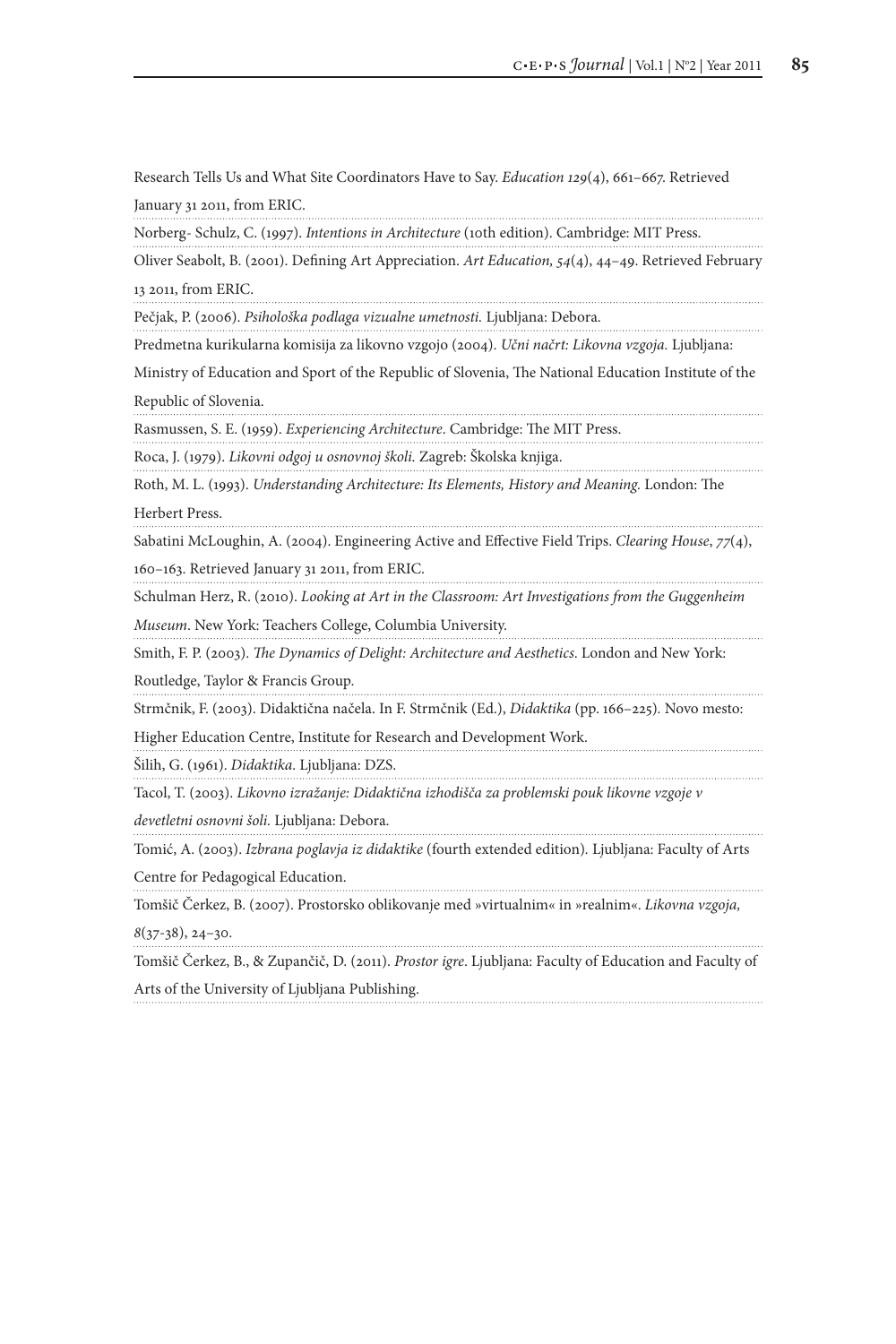Research Tells Us and What Site Coordinators Have to Say. *Education 129*(4), 661–667. Retrieved January 31 2011, from ERIC.

Norberg- Schulz, C. (1997). *Intentions in Architecture* (10th edition). Cambridge: MIT Press.

Oliver Seabolt, B. (2001). Defining Art Appreciation. *Art Education, 54*(4), 44–49. Retrieved February 13 2011, from ERIC.

Pečjak, P. (2006). *Psihološka podlaga vizualne umetnosti.* Ljubljana: Debora.

Predmetna kurikularna komisija za likovno vzgojo (2004). *Učni načrt: Likovna vzgoja.* Ljubljana: Ministry of Education and Sport of the Republic of Slovenia, The National Education Institute of the Republic of Slovenia.

Rasmussen, S. E. (1959). *Experiencing Architecture*. Cambridge: The MIT Press.

Roca, J. (1979). *Likovni odgoj u osnovnoj školi.* Zagreb: Školska knjiga.

Roth, M. L. (1993). *Understanding Architecture: Its Elements, History and Meaning.* London: The Herbert Press.

Sabatini McLoughin, A. (2004). Engineering Active and Effective Field Trips. *Clearing House*, *77*(4), 160–163. Retrieved January 31 2011, from ERIC.

Schulman Herz, R. (2010). *Looking at Art in the Classroom: Art Investigations from the Guggenheim Museum*. New York: Teachers College, Columbia University.

Smith, F. P. (2003). *The Dynamics of Delight: Architecture and Aesthetics*. London and New York: Routledge, Taylor & Francis Group.

Strmčnik, F. (2003). Didaktična načela. In F. Strmčnik (Ed.), *Didaktika* (pp. 166–225). Novo mesto: Higher Education Centre, Institute for Research and Development Work.

Šilih, G. (1961). *Didaktika*. Ljubljana: DZS.

Tacol, T. (2003). *Likovno izražanje: Didaktična izhodišča za problemski pouk likovne vzgoje v devetletni osnovni šoli.* Ljubljana: Debora.

Tomić, A. (2003). *Izbrana poglavja iz didaktike* (fourth extended edition). Ljubljana: Faculty of Arts Centre for Pedagogical Education.

Tomšič Čerkez, B. (2007). Prostorsko oblikovanje med »virtualnim« in »realnim«. *Likovna vzgoja, 8*(37-38), 24–30.

Tomšič Čerkez, B., & Zupančič, D. (2011). *Prostor igre*. Ljubljana: Faculty of Education and Faculty of Arts of the University of Ljubljana Publishing.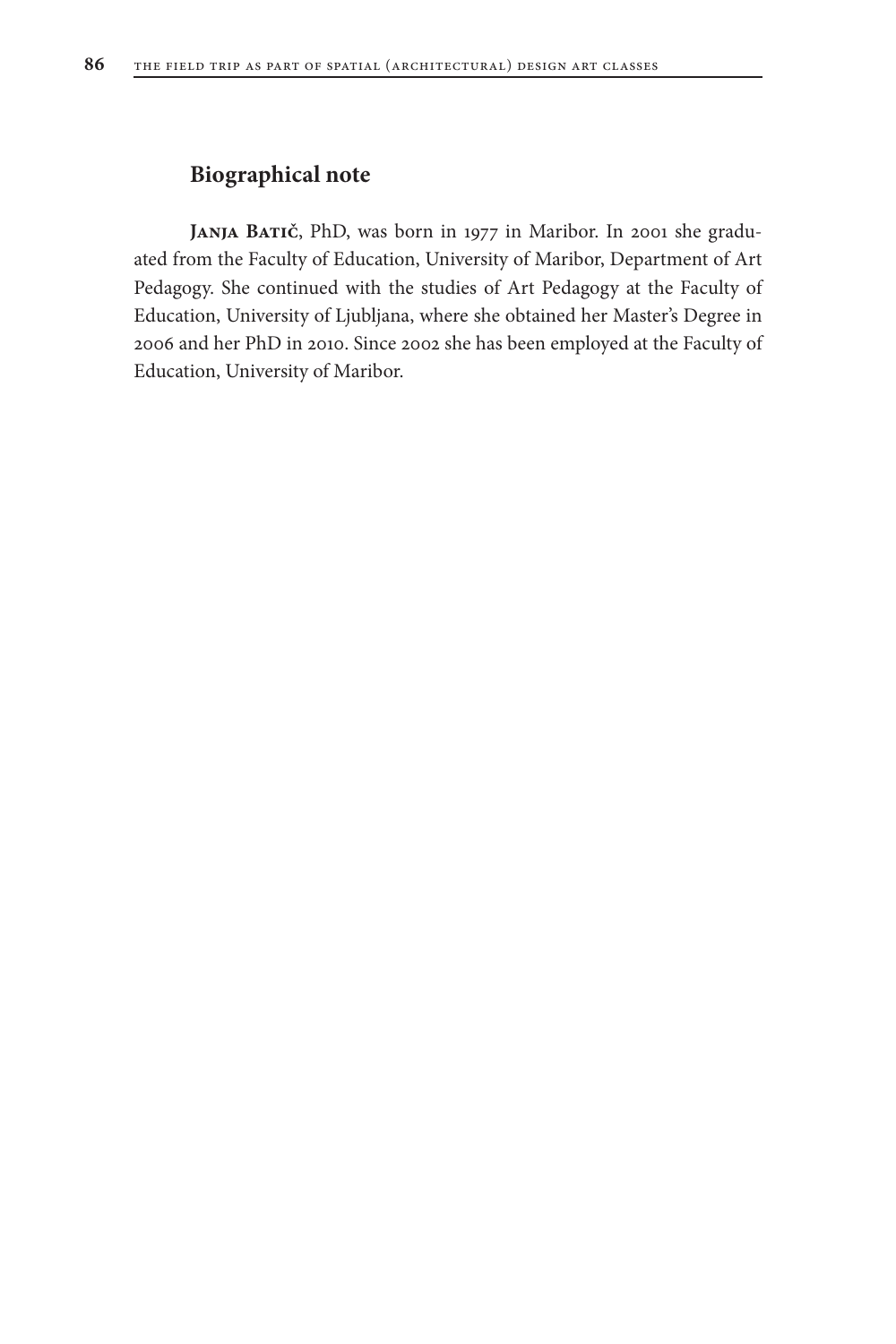## Biographical note

**Janja Batič**, PhD, was born in 1977 in Maribor. In 2001 she graduated from the Faculty of Education, University of Maribor, Department of Art Pedagogy. She continued with the studies of Art Pedagogy at the Faculty of Education, University of Ljubljana, where she obtained her Master's Degree in 2006 and her PhD in 2010. Since 2002 she has been employed at the Faculty of Education, University of Maribor.